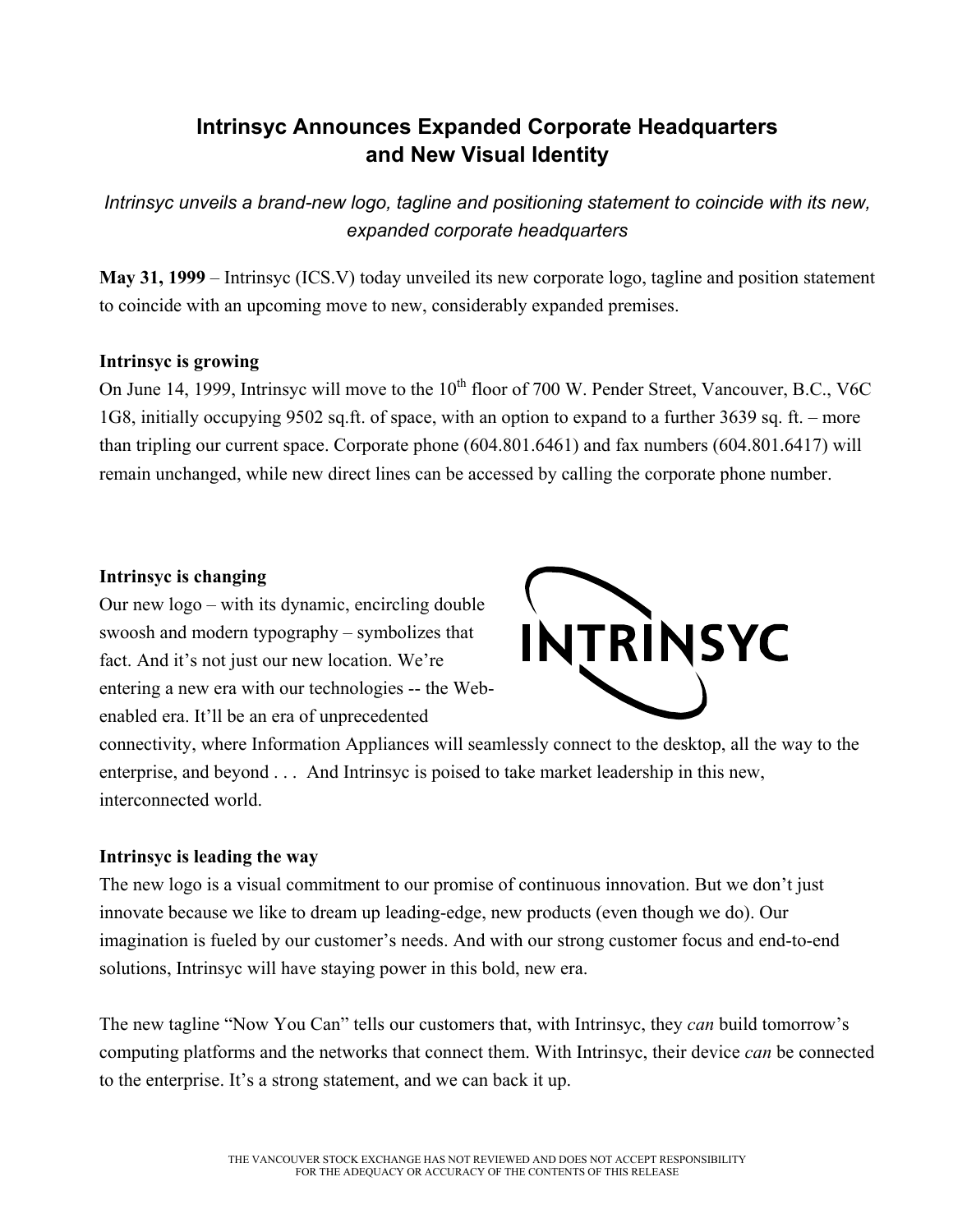# Intrinsyc Announces Expanded Corporate Headquarters and New Visual Identity

*Intrinsyc unveils a brand-new logo, tagline and positioning statement to coincide with its new, expanded corporate headquarters*

**May 31, 1999** – Intrinsyc (ICS.V) today unveiled its new corporate logo, tagline and position statement to coincide with an upcoming move to new, considerably expanded premises.

**Intrinsyc is growing**

On June 14, 1999, Intrinsyc will move to the 10th floor of 700 W. Pender Street, Vancouver, B.C., V6C 1G8, initially occupying 9502 sq.ft. of space, with an option to expand to a further 3639 sq. ft. – more than tripling our current space. Corporate phone (604.801.6461) and fax numbers (604.801.6417) will remain unchanged, while new direct lines can be accessed by calling the corporate phone number.

**Intrinsyc is changing**

Our new logo – with its dynamic, encircling double swoosh and modern typography – symbolizes that fact. And it's not just our new location. We're entering a new era with our technologies -- the Web-enabled era. It'll be an era of unprecedented connectivity, where Information Appliances will seamlessly connect to the desktop, all the way to the enterprise, and beyond . . . And Intrinsyc is poised to take market leadership in this new, interconnected world.

**Intrinsyc is leading the way**

The new logo is a visual commitment to our promise of continuous innovation. But we don't just innovate because we like to dream up leading-edge, new products (even though we do). Our imagination is fueled by our customer's needs. And with our strong customer focus and end-to-end solutions, Intrinsyc will have staying power in this bold, new era.

The new tagline "Now You Can" tells our customers that, with Intrinsyc, they *can* build tomorrow's computing platforms and the networks that connect them. With Intrinsyc, their device *can* be connected to the enterprise. It's a strong statement, and we can back it up.

THE VANCOUVER STOCK EXCHANGE HAS NOT REVIEWED AND DOES NOT ACCEPT RESPONSIBILITY FOR THE ADEQUACY OR ACCURACY OF THE CONTENTS OF THIS RELEASE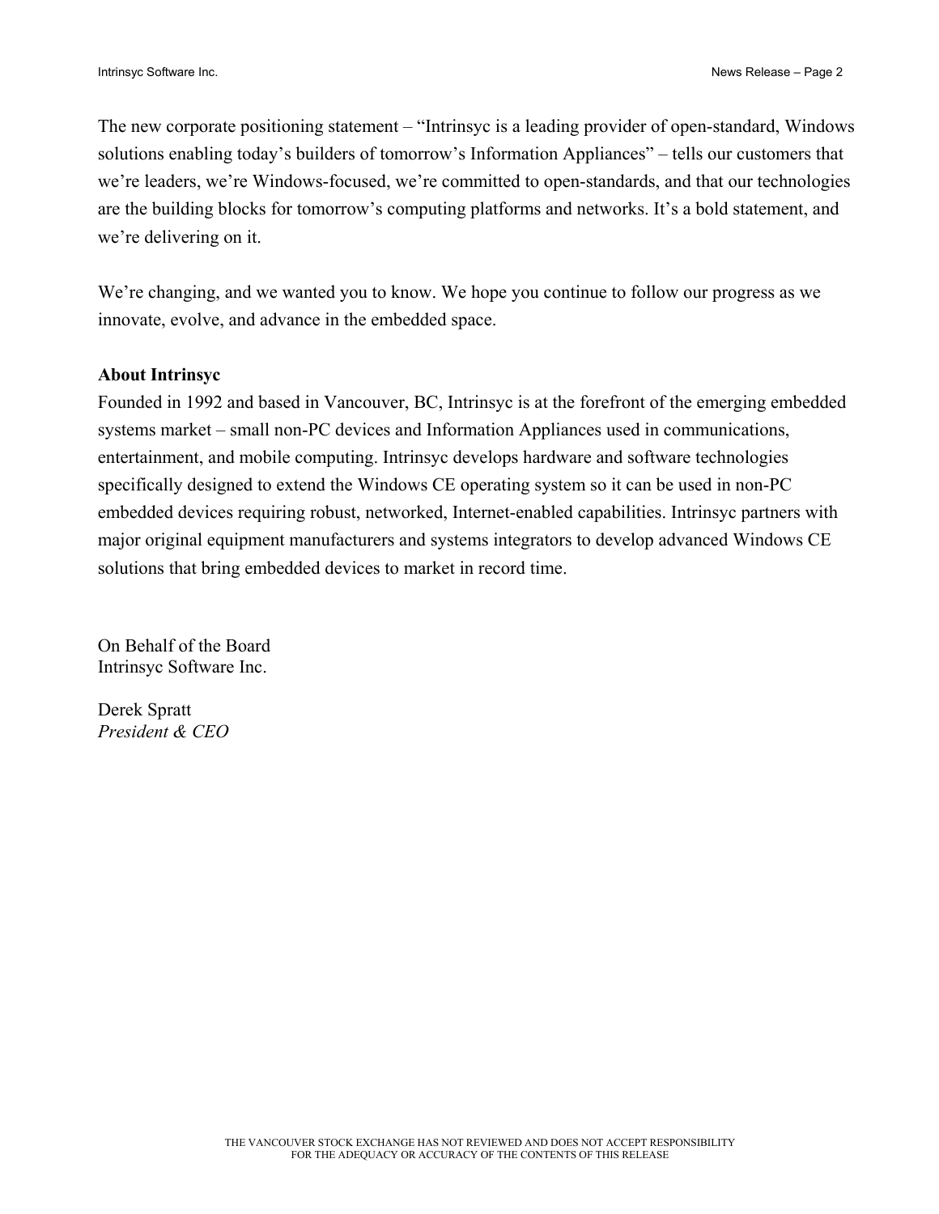The new corporate positioning statement – "Intrinsyc is a leading provider of open-standard, Windows solutions enabling today's builders of tomorrow's Information Appliances" – tells our customers that we're leaders, we're Windows-focused, we're committed to open-standards, and that our technologies are the building blocks for tomorrow's computing platforms and networks. It's a bold statement, and we're delivering on it.

We're changing, and we wanted you to know. We hope you continue to follow our progress as we innovate, evolve, and advance in the embedded space.

**About Intrinsyc**

Founded in 1992 and based in Vancouver, BC, Intrinsyc is at the forefront of the emerging embedded systems market – small non-PC devices and Information Appliances used in communications, entertainment, and mobile computing. Intrinsyc develops hardware and software technologies specifically designed to extend the Windows CE operating system so it can be used in non-PC embedded devices requiring robust, networked, Internet-enabled capabilities. Intrinsyc partners with major original equipment manufacturers and systems integrators to develop advanced Windows CE solutions that bring embedded devices to market in record time.

On Behalf of the Board
Intrinsyc Software Inc.

Derek Spratt
*President & CEO*

THE VANCOUVER STOCK EXCHANGE HAS NOT REVIEWED AND DOES NOT ACCEPT RESPONSIBILITY FOR THE ADEQUACY OR ACCURACY OF THE CONTENTS OF THIS RELEASE